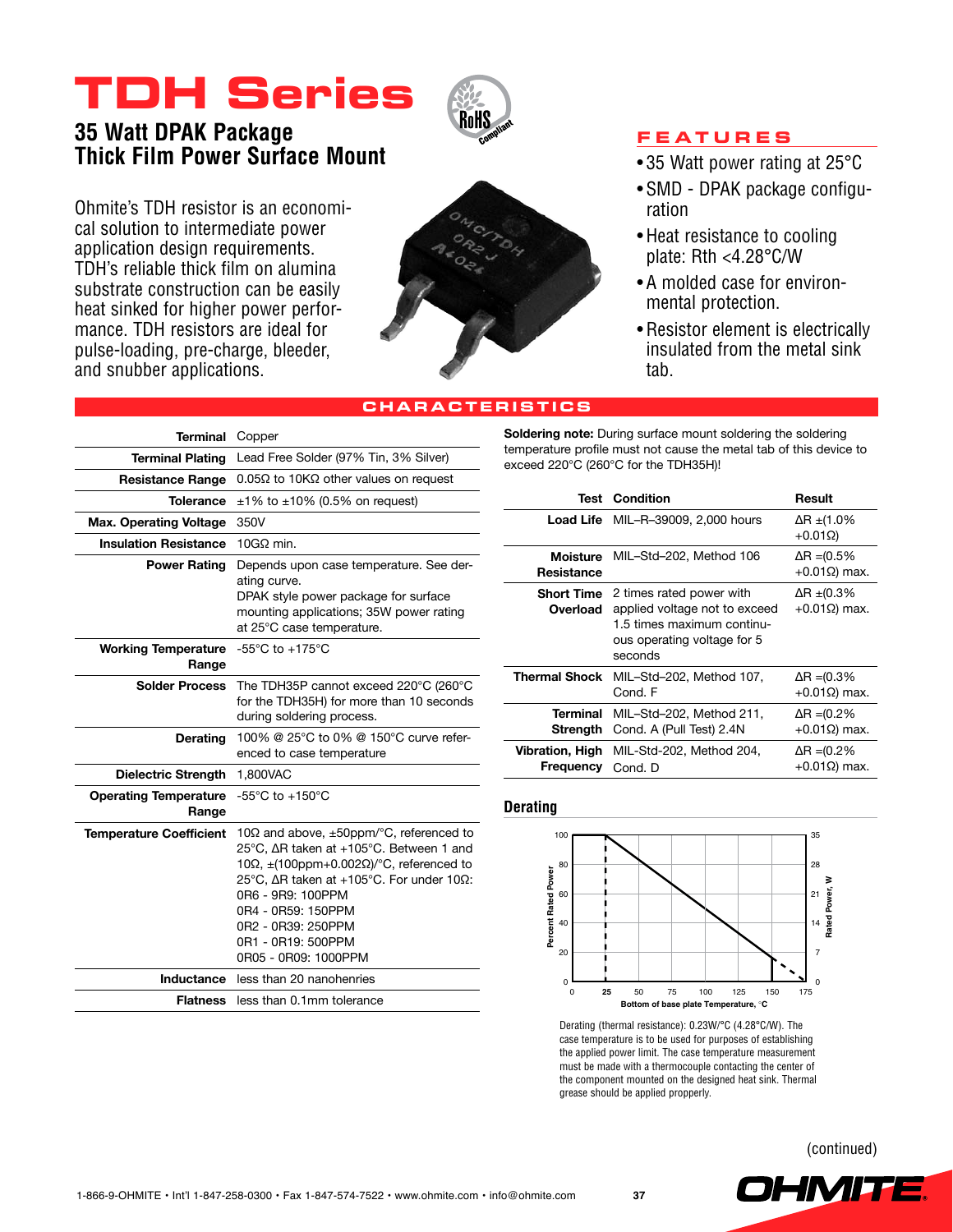# TDH Series

## 35 Watt DPAK Package
## Thick Film Power Surface Mount

Ohmite's TDH resistor is an economical solution to intermediate power application design requirements. TDH's reliable thick film on alumina substrate construction can be easily heat sinked for higher power performance. TDH resistors are ideal for pulse-loading, pre-charge, bleeder, and snubber applications.

## FEATURES

- 35 Watt power rating at 25°C
- SMD - DPAK package configuration
- Heat resistance to cooling plate: Rth <4.28°C/W
- A molded case for environmental protection.
- Resistor element is electrically insulated from the metal sink tab.

## CHARACTERISTICS

| | |
|---|---|
| **Terminal** | Copper |
| **Terminal Plating** | Lead Free Solder (97% Tin, 3% Silver) |
| **Resistance Range** | 0.05Ω to 10KΩ other values on request |
| **Tolerance** | ±1% to ±10% (0.5% on request) |
| **Max. Operating Voltage** | 350V |
| **Insulation Resistance** | 10GΩ min. |
| **Power Rating** | Depends upon case temperature. See derating curve. DPAK style power package for surface mounting applications; 35W power rating at 25°C case temperature. |
| **Working Temperature Range** | -55°C to +175°C |
| **Solder Process** | The TDH35P cannot exceed 220°C (260°C for the TDH35H) for more than 10 seconds during soldering process. |
| **Derating** | 100% @ 25°C to 0% @ 150°C curve referenced to case temperature |
| **Dielectric Strength** | 1,800VAC |
| **Operating Temperature Range** | -55°C to +150°C |
| **Temperature Coefficient** | 10Ω and above, ±50ppm/°C, referenced to 25°C, ΔR taken at +105°C. Between 1 and 10Ω, ±(100ppm+0.002Ω)/°C, referenced to 25°C, ΔR taken at +105°C. For under 10Ω:<br>0R6 - 9R9: 100PPM<br>0R4 - 0R59: 150PPM<br>0R2 - 0R39: 250PPM<br>0R1 - 0R19: 500PPM<br>0R05 - 0R09: 1000PPM |
| **Inductance** | less than 20 nanohenries |
| **Flatness** | less than 0.1mm tolerance |

**Soldering note:** During surface mount soldering the soldering temperature profile must not cause the metal tab of this device to exceed 220°C (260°C for the TDH35H)!

| Test | Condition | Result |
|---|---|---|
| **Load Life** | MIL–R–39009, 2,000 hours | ΔR ±(1.0% +0.01Ω) |
| **Moisture Resistance** | MIL–Std–202, Method 106 | ΔR =(0.5% +0.01Ω) max. |
| **Short Time Overload** | 2 times rated power with applied voltage not to exceed 1.5 times maximum continuous operating voltage for 5 seconds | ΔR ±(0.3% +0.01Ω) max. |
| **Thermal Shock** | MIL–Std–202, Method 107, Cond. F | ΔR =(0.3% +0.01Ω) max. |
| **Terminal Strength** | MIL–Std–202, Method 211, Cond. A (Pull Test) 2.4N | ΔR =(0.2% +0.01Ω) max. |
| **Vibration, High Frequency** | MIL-Std-202, Method 204, Cond. D | ΔR =(0.2% +0.01Ω) max. |

### Derating

Derating (thermal resistance): 0.23W/°C (4.28°C/W). The case temperature is to be used for purposes of establishing the applied power limit. The case temperature measurement must be made with a thermocouple contacting the center of the component mounted on the designed heat sink. Thermal grease should be applied propperly.

(continued)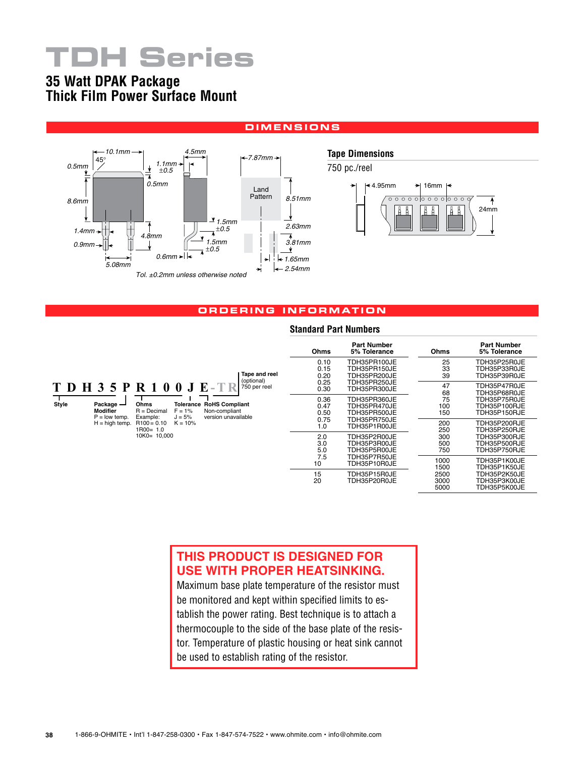# TDH Series

## 35 Watt DPAK Package
## Thick Film Power Surface Mount

## DIMENSIONS

10.1mm
45°
0.5mm
1.1mm ±0.5
4.5mm
0.5mm
8.6mm
1.4mm
4.8mm
0.9mm
5.08mm
1.5mm ±0.5
1.5mm ±0.5
0.6mm
7.87mm
Land Pattern
8.51mm
2.63mm
3.81mm
1.65mm
2.54mm

Tol. ±0.2mm unless otherwise noted

### Tape Dimensions

750 pc./reel

4.95mm
16mm
24mm

## ORDERING INFORMATION

**T D H 3 5 P R 1 0 0 J E - T R**

- **Style**: TDH35
- **Package Modifier**: P = low temp., H = high temp.
- **Ohms**: R = Decimal. Example: R100 = 0.10, 1R00 = 1.0, 10K0 = 10,000
- **Tolerance**: F = 1%, J = 5%, K = 10%
- **RoHS Compliant**: Non-compliant version unavailable
- **Tape and reel** (optional): 750 per reel

### Standard Part Numbers

| Ohms | Part Number 5% Tolerance |
|---|---|
| 0.10 | TDH35PR100JE |
| 0.15 | TDH35PR150JE |
| 0.20 | TDH35PR200JE |
| 0.25 | TDH35PR250JE |
| 0.30 | TDH35PR300JE |
| 0.36 | TDH35PR360JE |
| 0.47 | TDH35PR470JE |
| 0.50 | TDH35PR500JE |
| 0.75 | TDH35PR750JE |
| 1.0 | TDH35P1R00JE |
| 2.0 | TDH35P2R00JE |
| 3.0 | TDH35P3R00JE |
| 5.0 | TDH35P5R00JE |
| 7.5 | TDH35P7R50JE |
| 10 | TDH35P10R0JE |
| 15 | TDH35P15R0JE |
| 20 | TDH35P20R0JE |
| 25 | TDH35P25R0JE |
| 33 | TDH35P33R0JE |
| 39 | TDH35P39R0JE |
| 47 | TDH35P47R0JE |
| 68 | TDH35P68R0JE |
| 75 | TDH35P75R0JE |
| 100 | TDH35P100RJE |
| 150 | TDH35P150RJE |
| 200 | TDH35P200RJE |
| 250 | TDH35P250RJE |
| 300 | TDH35P300RJE |
| 500 | TDH35P500RJE |
| 750 | TDH35P750RJE |
| 1000 | TDH35P1K00JE |
| 1500 | TDH35P1K50JE |
| 2500 | TDH35P2K50JE |
| 3000 | TDH35P3K00JE |
| 5000 | TDH35P5K00JE |

**THIS PRODUCT IS DESIGNED FOR USE WITH PROPER HEATSINKING.**

Maximum base plate temperature of the resistor must be monitored and kept within specified limits to establish the power rating. Best technique is to attach a thermocouple to the side of the base plate of the resistor. Temperature of plastic housing or heat sink cannot be used to establish rating of the resistor.

1-866-9-OHMITE • Int'l 1-847-258-0300 • Fax 1-847-574-7522 • www.ohmite.com • info@ohmite.com